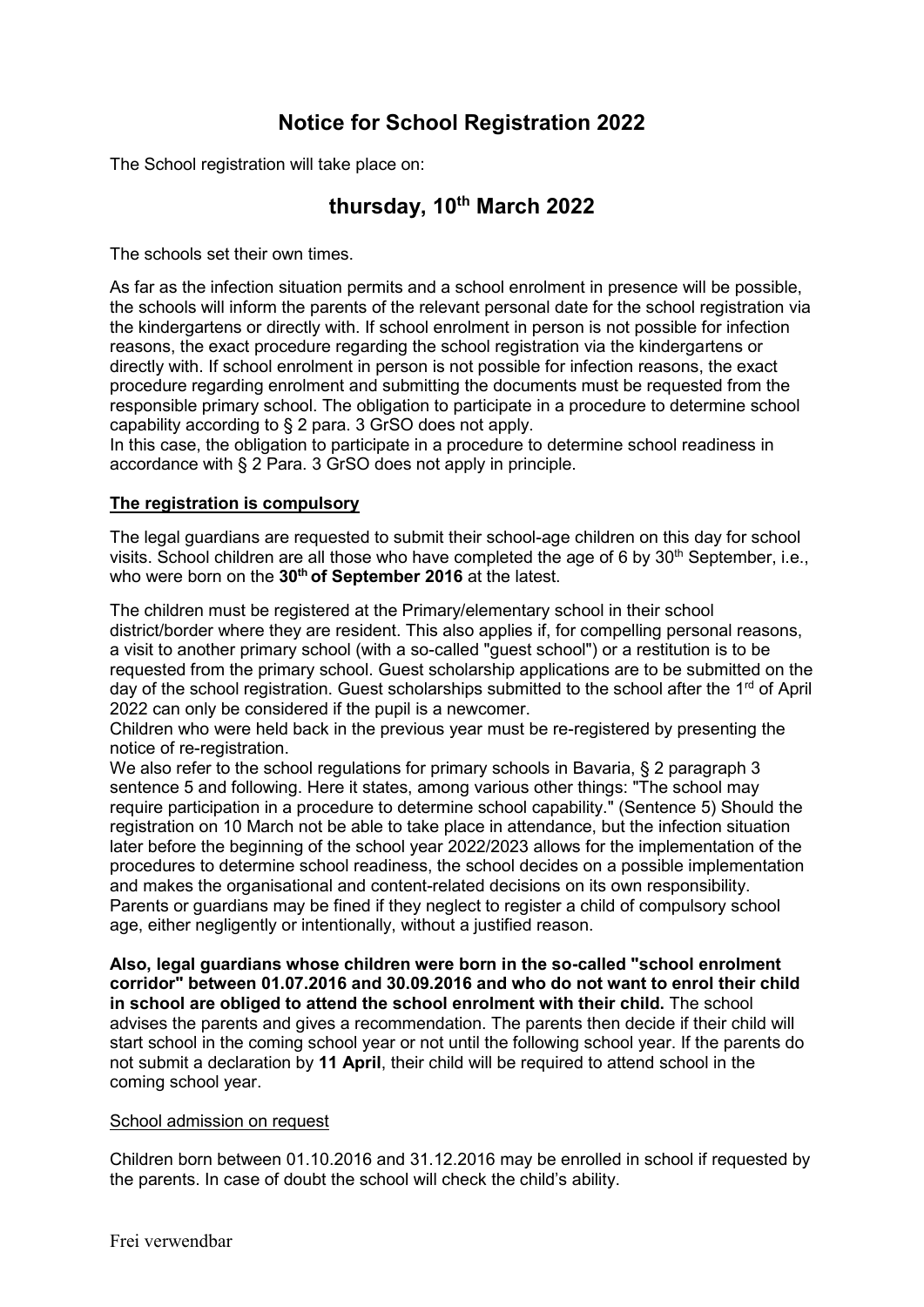# Notice for School Registration 2022

The School registration will take place on:

## thursday, 10th March 2022

The schools set their own times.

As far as the infection situation permits and a school enrolment in presence will be possible, the schools will inform the parents of the relevant personal date for the school registration via the kindergartens or directly with. If school enrolment in person is not possible for infection reasons, the exact procedure regarding the school registration via the kindergartens or directly with. If school enrolment in person is not possible for infection reasons, the exact procedure regarding enrolment and submitting the documents must be requested from the responsible primary school. The obligation to participate in a procedure to determine school capability according to § 2 para. 3 GrSO does not apply.
In this case, the obligation to participate in a procedure to determine school readiness in accordance with § 2 Para. 3 GrSO does not apply in principle.

**<u>The registration is compulsory</u>**

The legal guardians are requested to submit their school-age children on this day for school visits. School children are all those who have completed the age of 6 by 30th September, i.e., who were born on the **30th of September 2016** at the latest.

The children must be registered at the Primary/elementary school in their school district/border where they are resident. This also applies if, for compelling personal reasons, a visit to another primary school (with a so-called "guest school") or a restitution is to be requested from the primary school. Guest scholarship applications are to be submitted on the day of the school registration. Guest scholarships submitted to the school after the 1rd of April 2022 can only be considered if the pupil is a newcomer.
Children who were held back in the previous year must be re-registered by presenting the notice of re-registration.
We also refer to the school regulations for primary schools in Bavaria, § 2 paragraph 3 sentence 5 and following. Here it states, among various other things: "The school may require participation in a procedure to determine school capability." (Sentence 5) Should the registration on 10 March not be able to take place in attendance, but the infection situation later before the beginning of the school year 2022/2023 allows for the implementation of the procedures to determine school readiness, the school decides on a possible implementation and makes the organisational and content-related decisions on its own responsibility.
Parents or guardians may be fined if they neglect to register a child of compulsory school age, either negligently or intentionally, without a justified reason.

**Also, legal guardians whose children were born in the so-called "school enrolment corridor" between 01.07.2016 and 30.09.2016 and who do not want to enrol their child in school are obliged to attend the school enrolment with their child.** The school advises the parents and gives a recommendation. The parents then decide if their child will start school in the coming school year or not until the following school year. If the parents do not submit a declaration by **11 April**, their child will be required to attend school in the coming school year.

<u>School admission on request</u>

Children born between 01.10.2016 and 31.12.2016 may be enrolled in school if requested by the parents. In case of doubt the school will check the child's ability.

Frei verwendbar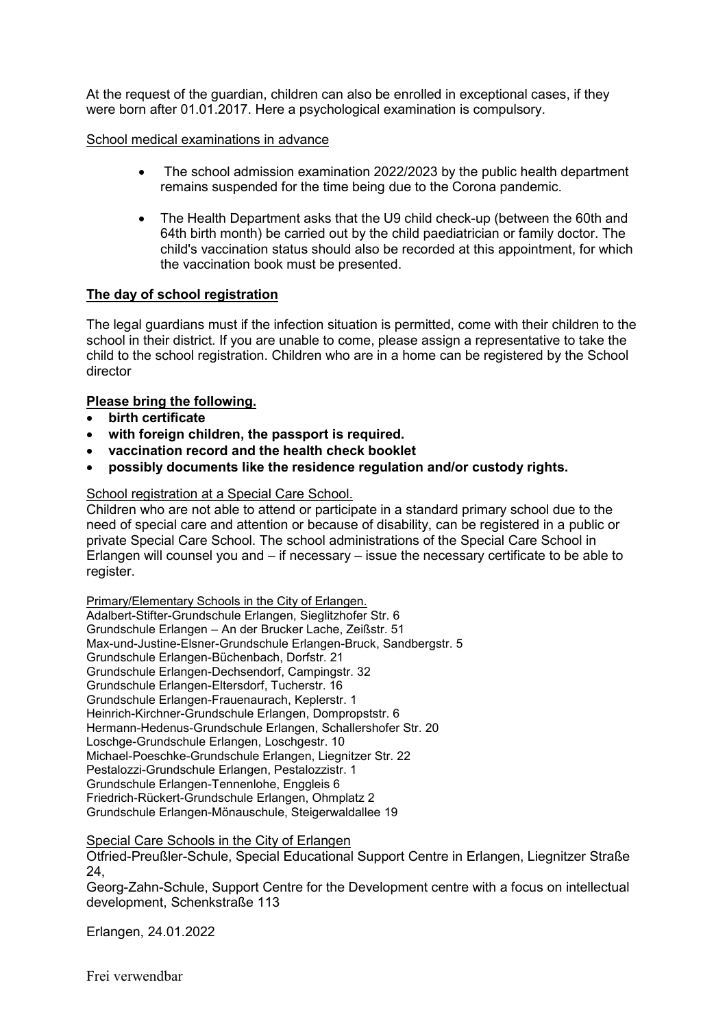At the request of the guardian, children can also be enrolled in exceptional cases, if they were born after 01.01.2017. Here a psychological examination is compulsory.

School medical examinations in advance

- The school admission examination 2022/2023 by the public health department remains suspended for the time being due to the Corona pandemic.
- The Health Department asks that the U9 child check-up (between the 60th and 64th birth month) be carried out by the child paediatrician or family doctor. The child's vaccination status should also be recorded at this appointment, for which the vaccination book must be presented.

## The day of school registration

The legal guardians must if the infection situation is permitted, come with their children to the school in their district. If you are unable to come, please assign a representative to take the child to the school registration. Children who are in a home can be registered by the School director

**Please bring the following.**

- **birth certificate**
- **with foreign children, the passport is required.**
- **vaccination record and the health check booklet**
- **possibly documents like the residence regulation and/or custody rights.**

School registration at a Special Care School.

Children who are not able to attend or participate in a standard primary school due to the need of special care and attention or because of disability, can be registered in a public or private Special Care School. The school administrations of the Special Care School in Erlangen will counsel you and – if necessary – issue the necessary certificate to be able to register.

Primary/Elementary Schools in the City of Erlangen.
Adalbert-Stifter-Grundschule Erlangen, Sieglitzhofer Str. 6
Grundschule Erlangen – An der Brucker Lache, Zeißstr. 51
Max-und-Justine-Elsner-Grundschule Erlangen-Bruck, Sandbergstr. 5
Grundschule Erlangen-Büchenbach, Dorfstr. 21
Grundschule Erlangen-Dechsendorf, Campingstr. 32
Grundschule Erlangen-Eltersdorf, Tucherstr. 16
Grundschule Erlangen-Frauenaurach, Keplerstr. 1
Heinrich-Kirchner-Grundschule Erlangen, Dompropststr. 6
Hermann-Hedenus-Grundschule Erlangen, Schallershofer Str. 20
Loschge-Grundschule Erlangen, Loschgestr. 10
Michael-Poeschke-Grundschule Erlangen, Liegnitzer Str. 22
Pestalozzi-Grundschule Erlangen, Pestalozzistr. 1
Grundschule Erlangen-Tennenlohe, Enggleis 6
Friedrich-Rückert-Grundschule Erlangen, Ohmplatz 2
Grundschule Erlangen-Mönauschule, Steigerwaldallee 19

Special Care Schools in the City of Erlangen
Otfried-Preußler-Schule, Special Educational Support Centre in Erlangen, Liegnitzer Straße 24,
Georg-Zahn-Schule, Support Centre for the Development centre with a focus on intellectual development, Schenkstraße 113

Erlangen, 24.01.2022

Frei verwendbar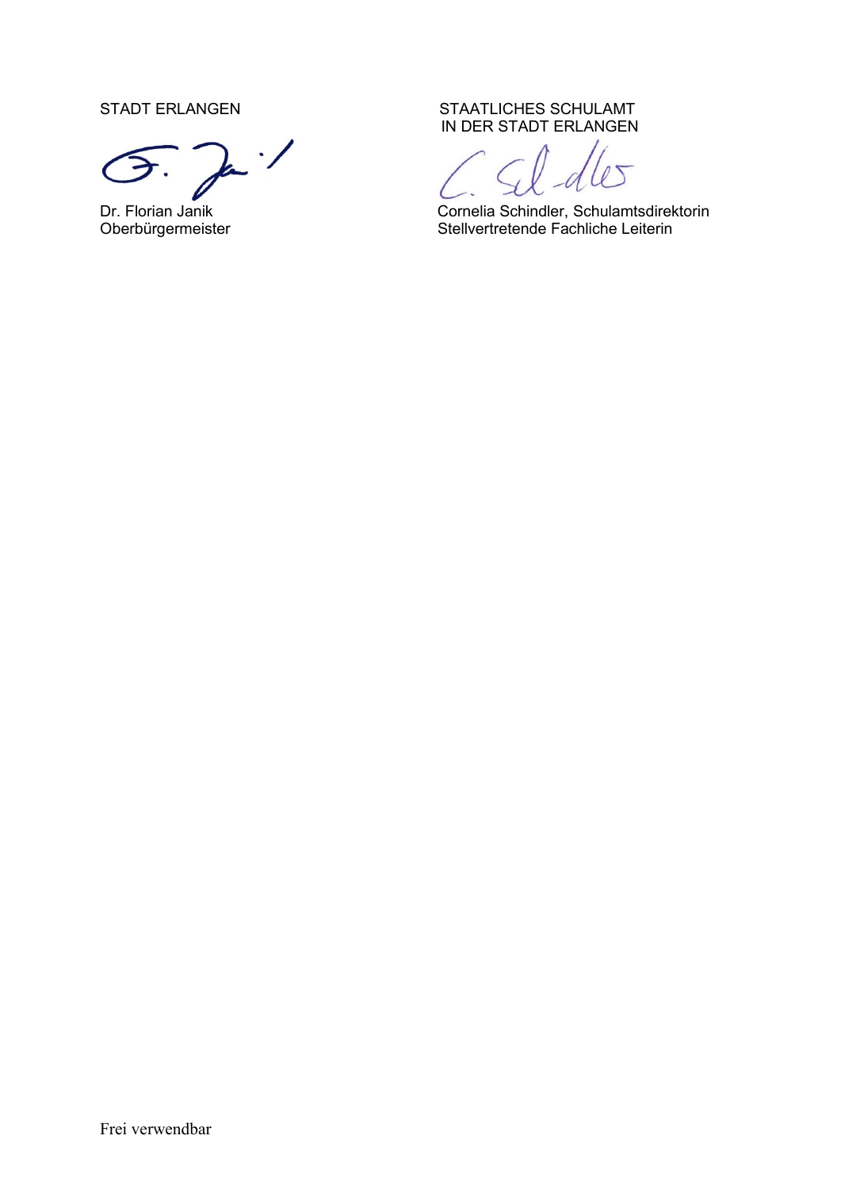STADT ERLANGEN

Dr. Florian Janik
Oberbürgermeister

STAATLICHES SCHULAMT
IN DER STADT ERLANGEN

Cornelia Schindler, Schulamtsdirektorin
Stellvertretende Fachliche Leiterin

Frei verwendbar